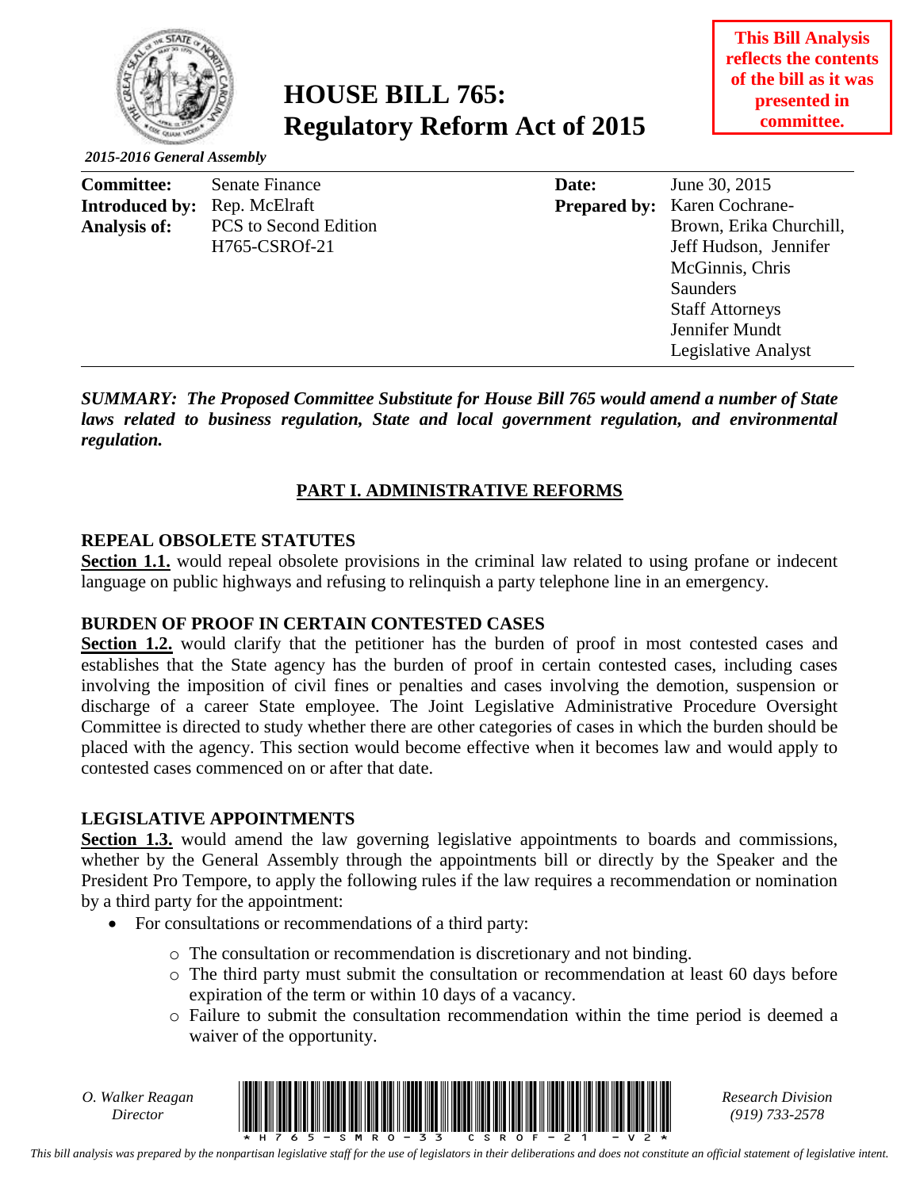# HOUSE BILL 765: Regulatory Reform Act of 2015

**This Bill Analysis reflects the contents of the bill as it was presented in committee.**

***2015-2016 General Assembly***

| | | | |
|---|---|---|---|
| **Committee:** | Senate Finance | **Date:** | June 30, 2015 |
| **Introduced by:** | Rep. McElraft | **Prepared by:** | Karen Cochrane-Brown, Erika Churchill, Jeff Hudson, Jennifer McGinnis, Chris Saunders<br>Staff Attorneys<br>Jennifer Mundt<br>Legislative Analyst |
| **Analysis of:** | PCS to Second Edition<br>H765-CSROf-21 | | |

***SUMMARY: The Proposed Committee Substitute for House Bill 765 would amend a number of State laws related to business regulation, State and local government regulation, and environmental regulation.***

## PART I. ADMINISTRATIVE REFORMS

### REPEAL OBSOLETE STATUTES

**Section 1.1.** would repeal obsolete provisions in the criminal law related to using profane or indecent language on public highways and refusing to relinquish a party telephone line in an emergency.

### BURDEN OF PROOF IN CERTAIN CONTESTED CASES

**Section 1.2.** would clarify that the petitioner has the burden of proof in most contested cases and establishes that the State agency has the burden of proof in certain contested cases, including cases involving the imposition of civil fines or penalties and cases involving the demotion, suspension or discharge of a career State employee. The Joint Legislative Administrative Procedure Oversight Committee is directed to study whether there are other categories of cases in which the burden should be placed with the agency. This section would become effective when it becomes law and would apply to contested cases commenced on or after that date.

### LEGISLATIVE APPOINTMENTS

**Section 1.3.** would amend the law governing legislative appointments to boards and commissions, whether by the General Assembly through the appointments bill or directly by the Speaker and the President Pro Tempore, to apply the following rules if the law requires a recommendation or nomination by a third party for the appointment:

- For consultations or recommendations of a third party:
  - The consultation or recommendation is discretionary and not binding.
  - The third party must submit the consultation or recommendation at least 60 days before expiration of the term or within 10 days of a vacancy.
  - Failure to submit the consultation recommendation within the time period is deemed a waiver of the opportunity.

O. Walker Reagan
Director

Research Division
(919) 733-2578

*This bill analysis was prepared by the nonpartisan legislative staff for the use of legislators in their deliberations and does not constitute an official statement of legislative intent.*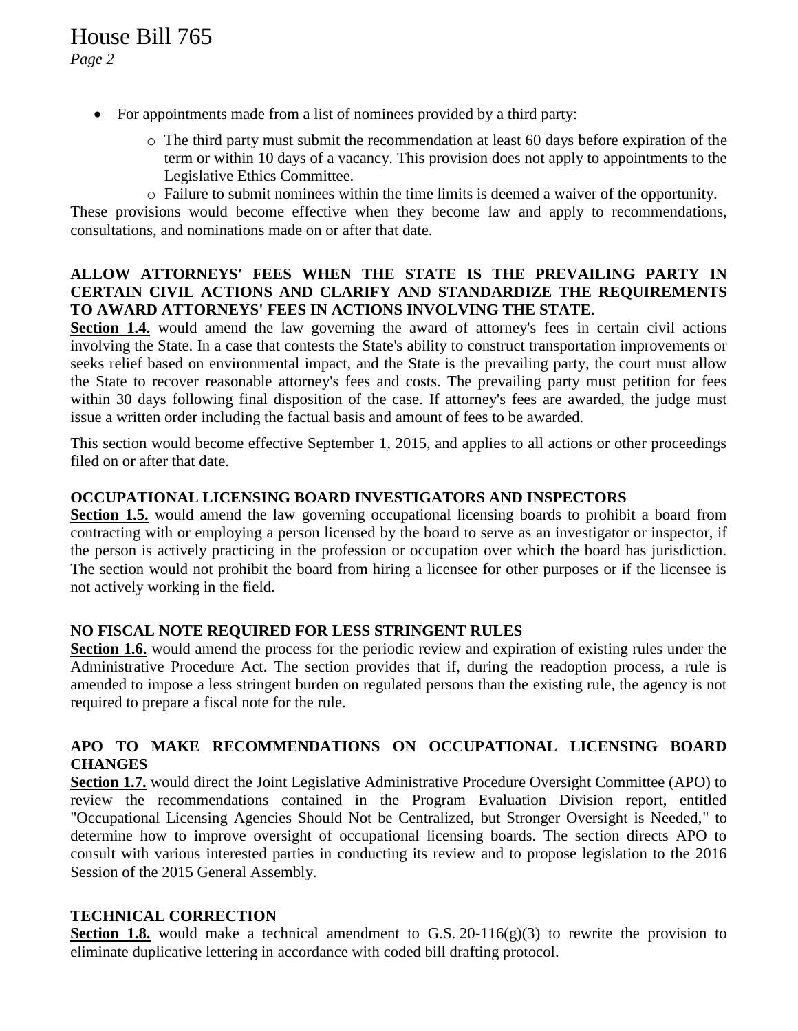- For appointments made from a list of nominees provided by a third party:
  - The third party must submit the recommendation at least 60 days before expiration of the term or within 10 days of a vacancy. This provision does not apply to appointments to the Legislative Ethics Committee.
  - Failure to submit nominees within the time limits is deemed a waiver of the opportunity.

These provisions would become effective when they become law and apply to recommendations, consultations, and nominations made on or after that date.

### ALLOW ATTORNEYS' FEES WHEN THE STATE IS THE PREVAILING PARTY IN CERTAIN CIVIL ACTIONS AND CLARIFY AND STANDARDIZE THE REQUIREMENTS TO AWARD ATTORNEYS' FEES IN ACTIONS INVOLVING THE STATE.

**Section 1.4.** would amend the law governing the award of attorney's fees in certain civil actions involving the State. In a case that contests the State's ability to construct transportation improvements or seeks relief based on environmental impact, and the State is the prevailing party, the court must allow the State to recover reasonable attorney's fees and costs. The prevailing party must petition for fees within 30 days following final disposition of the case. If attorney's fees are awarded, the judge must issue a written order including the factual basis and amount of fees to be awarded.

This section would become effective September 1, 2015, and applies to all actions or other proceedings filed on or after that date.

### OCCUPATIONAL LICENSING BOARD INVESTIGATORS AND INSPECTORS

**Section 1.5.** would amend the law governing occupational licensing boards to prohibit a board from contracting with or employing a person licensed by the board to serve as an investigator or inspector, if the person is actively practicing in the profession or occupation over which the board has jurisdiction. The section would not prohibit the board from hiring a licensee for other purposes or if the licensee is not actively working in the field.

### NO FISCAL NOTE REQUIRED FOR LESS STRINGENT RULES

**Section 1.6.** would amend the process for the periodic review and expiration of existing rules under the Administrative Procedure Act. The section provides that if, during the readoption process, a rule is amended to impose a less stringent burden on regulated persons than the existing rule, the agency is not required to prepare a fiscal note for the rule.

### APO TO MAKE RECOMMENDATIONS ON OCCUPATIONAL LICENSING BOARD CHANGES

**Section 1.7.** would direct the Joint Legislative Administrative Procedure Oversight Committee (APO) to review the recommendations contained in the Program Evaluation Division report, entitled "Occupational Licensing Agencies Should Not be Centralized, but Stronger Oversight is Needed," to determine how to improve oversight of occupational licensing boards. The section directs APO to consult with various interested parties in conducting its review and to propose legislation to the 2016 Session of the 2015 General Assembly.

### TECHNICAL CORRECTION

**Section 1.8.** would make a technical amendment to G.S. 20-116(g)(3) to rewrite the provision to eliminate duplicative lettering in accordance with coded bill drafting protocol.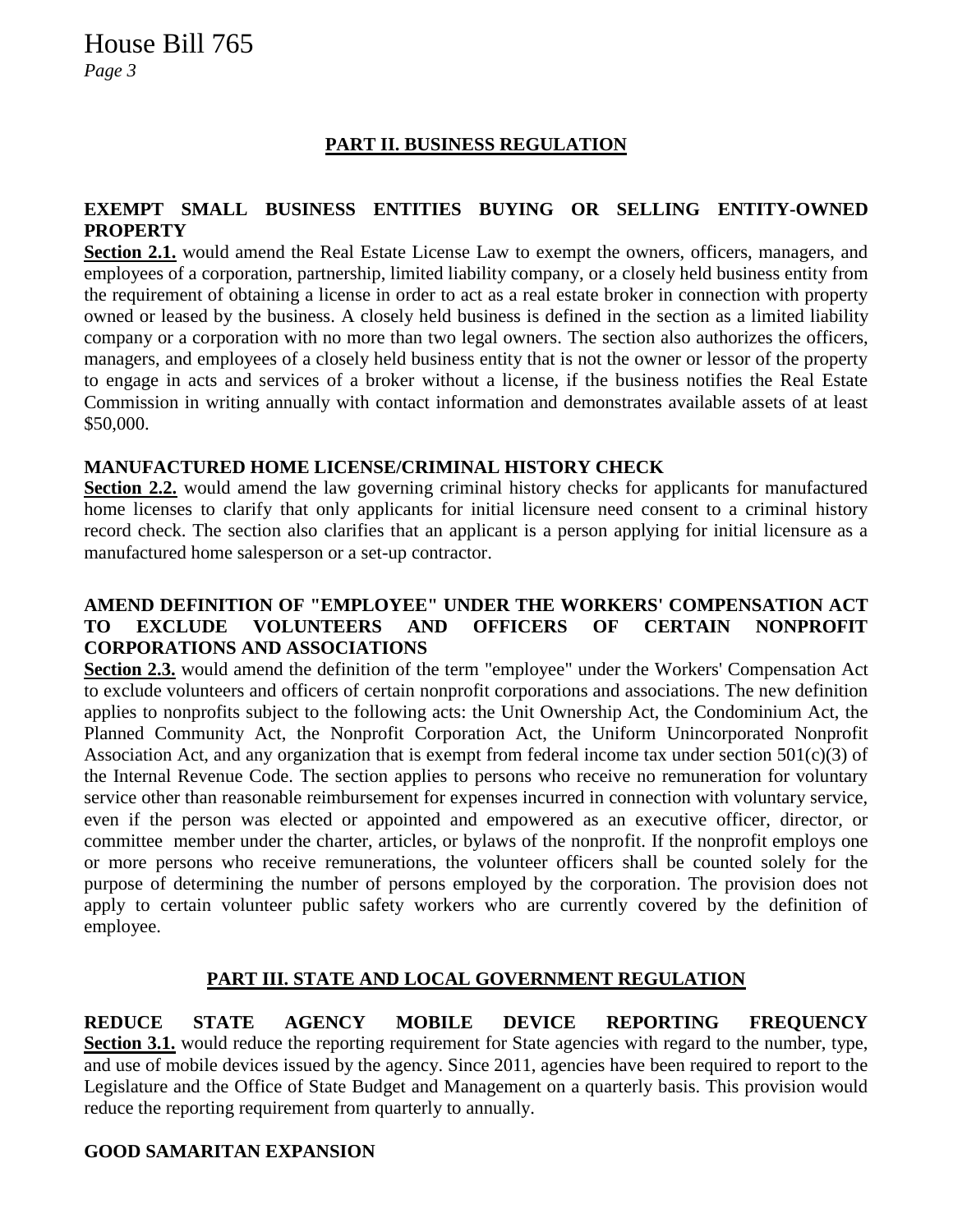## PART II. BUSINESS REGULATION

### EXEMPT SMALL BUSINESS ENTITIES BUYING OR SELLING ENTITY-OWNED PROPERTY

**Section 2.1.** would amend the Real Estate License Law to exempt the owners, officers, managers, and employees of a corporation, partnership, limited liability company, or a closely held business entity from the requirement of obtaining a license in order to act as a real estate broker in connection with property owned or leased by the business. A closely held business is defined in the section as a limited liability company or a corporation with no more than two legal owners. The section also authorizes the officers, managers, and employees of a closely held business entity that is not the owner or lessor of the property to engage in acts and services of a broker without a license, if the business notifies the Real Estate Commission in writing annually with contact information and demonstrates available assets of at least $50,000.

### MANUFACTURED HOME LICENSE/CRIMINAL HISTORY CHECK

**Section 2.2.** would amend the law governing criminal history checks for applicants for manufactured home licenses to clarify that only applicants for initial licensure need consent to a criminal history record check. The section also clarifies that an applicant is a person applying for initial licensure as a manufactured home salesperson or a set-up contractor.

### AMEND DEFINITION OF "EMPLOYEE" UNDER THE WORKERS' COMPENSATION ACT TO EXCLUDE VOLUNTEERS AND OFFICERS OF CERTAIN NONPROFIT CORPORATIONS AND ASSOCIATIONS

**Section 2.3.** would amend the definition of the term "employee" under the Workers' Compensation Act to exclude volunteers and officers of certain nonprofit corporations and associations. The new definition applies to nonprofits subject to the following acts: the Unit Ownership Act, the Condominium Act, the Planned Community Act, the Nonprofit Corporation Act, the Uniform Unincorporated Nonprofit Association Act, and any organization that is exempt from federal income tax under section 501(c)(3) of the Internal Revenue Code. The section applies to persons who receive no remuneration for voluntary service other than reasonable reimbursement for expenses incurred in connection with voluntary service, even if the person was elected or appointed and empowered as an executive officer, director, or committee member under the charter, articles, or bylaws of the nonprofit. If the nonprofit employs one or more persons who receive remunerations, the volunteer officers shall be counted solely for the purpose of determining the number of persons employed by the corporation. The provision does not apply to certain volunteer public safety workers who are currently covered by the definition of employee.

## PART III. STATE AND LOCAL GOVERNMENT REGULATION

### REDUCE STATE AGENCY MOBILE DEVICE REPORTING FREQUENCY

**Section 3.1.** would reduce the reporting requirement for State agencies with regard to the number, type, and use of mobile devices issued by the agency. Since 2011, agencies have been required to report to the Legislature and the Office of State Budget and Management on a quarterly basis. This provision would reduce the reporting requirement from quarterly to annually.

### GOOD SAMARITAN EXPANSION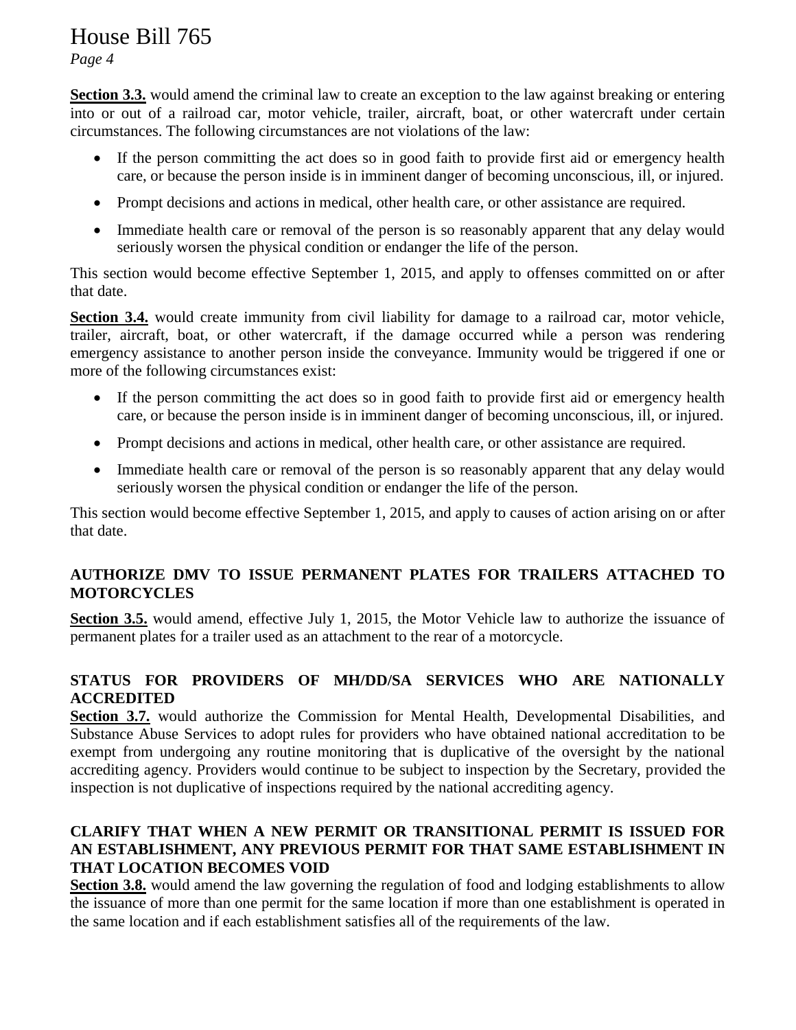**Section 3.3.** would amend the criminal law to create an exception to the law against breaking or entering into or out of a railroad car, motor vehicle, trailer, aircraft, boat, or other watercraft under certain circumstances. The following circumstances are not violations of the law:

- If the person committing the act does so in good faith to provide first aid or emergency health care, or because the person inside is in imminent danger of becoming unconscious, ill, or injured.
- Prompt decisions and actions in medical, other health care, or other assistance are required.
- Immediate health care or removal of the person is so reasonably apparent that any delay would seriously worsen the physical condition or endanger the life of the person.

This section would become effective September 1, 2015, and apply to offenses committed on or after that date.

**Section 3.4.** would create immunity from civil liability for damage to a railroad car, motor vehicle, trailer, aircraft, boat, or other watercraft, if the damage occurred while a person was rendering emergency assistance to another person inside the conveyance. Immunity would be triggered if one or more of the following circumstances exist:

- If the person committing the act does so in good faith to provide first aid or emergency health care, or because the person inside is in imminent danger of becoming unconscious, ill, or injured.
- Prompt decisions and actions in medical, other health care, or other assistance are required.
- Immediate health care or removal of the person is so reasonably apparent that any delay would seriously worsen the physical condition or endanger the life of the person.

This section would become effective September 1, 2015, and apply to causes of action arising on or after that date.

### AUTHORIZE DMV TO ISSUE PERMANENT PLATES FOR TRAILERS ATTACHED TO MOTORCYCLES

**Section 3.5.** would amend, effective July 1, 2015, the Motor Vehicle law to authorize the issuance of permanent plates for a trailer used as an attachment to the rear of a motorcycle.

### STATUS FOR PROVIDERS OF MH/DD/SA SERVICES WHO ARE NATIONALLY ACCREDITED

**Section 3.7.** would authorize the Commission for Mental Health, Developmental Disabilities, and Substance Abuse Services to adopt rules for providers who have obtained national accreditation to be exempt from undergoing any routine monitoring that is duplicative of the oversight by the national accrediting agency. Providers would continue to be subject to inspection by the Secretary, provided the inspection is not duplicative of inspections required by the national accrediting agency.

### CLARIFY THAT WHEN A NEW PERMIT OR TRANSITIONAL PERMIT IS ISSUED FOR AN ESTABLISHMENT, ANY PREVIOUS PERMIT FOR THAT SAME ESTABLISHMENT IN THAT LOCATION BECOMES VOID

**Section 3.8.** would amend the law governing the regulation of food and lodging establishments to allow the issuance of more than one permit for the same location if more than one establishment is operated in the same location and if each establishment satisfies all of the requirements of the law.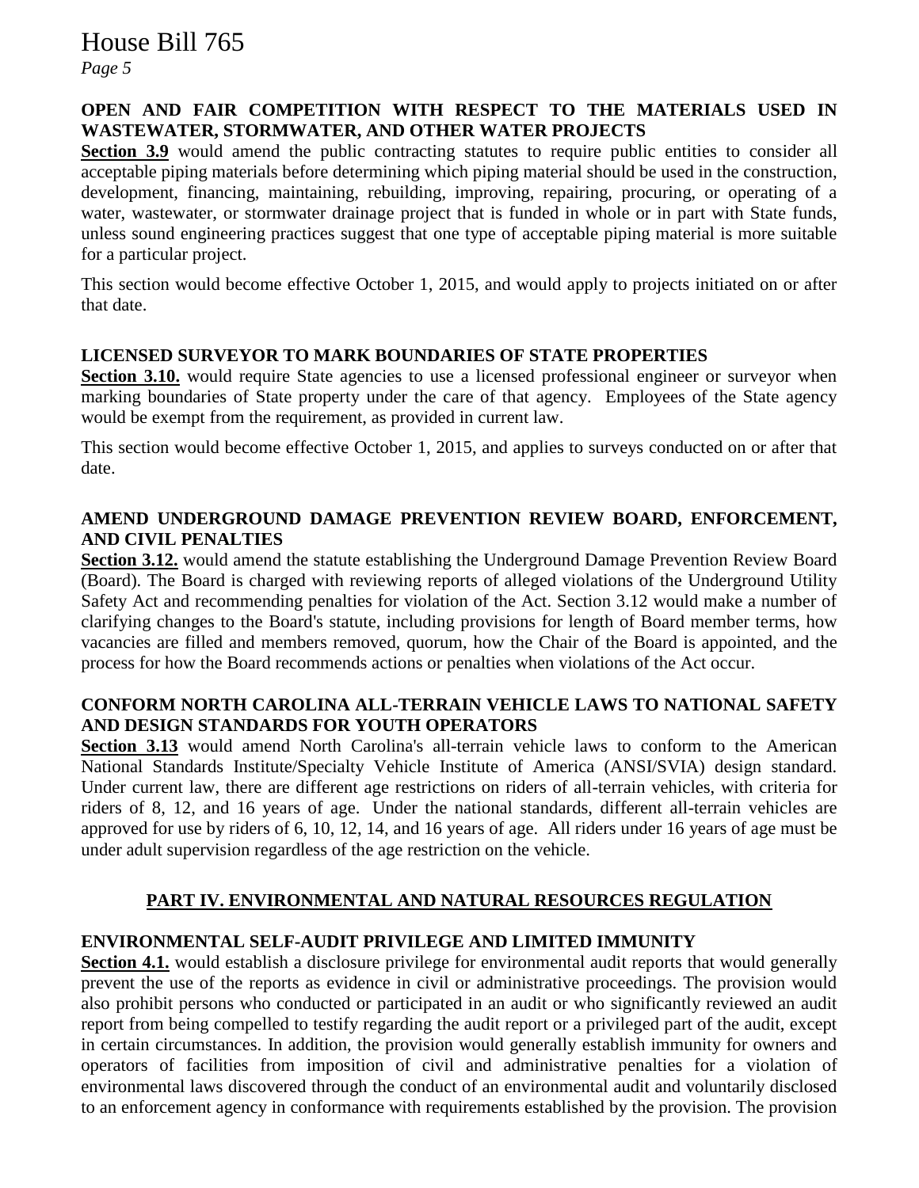### OPEN AND FAIR COMPETITION WITH RESPECT TO THE MATERIALS USED IN WASTEWATER, STORMWATER, AND OTHER WATER PROJECTS

**Section 3.9** would amend the public contracting statutes to require public entities to consider all acceptable piping materials before determining which piping material should be used in the construction, development, financing, maintaining, rebuilding, improving, repairing, procuring, or operating of a water, wastewater, or stormwater drainage project that is funded in whole or in part with State funds, unless sound engineering practices suggest that one type of acceptable piping material is more suitable for a particular project.

This section would become effective October 1, 2015, and would apply to projects initiated on or after that date.

### LICENSED SURVEYOR TO MARK BOUNDARIES OF STATE PROPERTIES

**Section 3.10.** would require State agencies to use a licensed professional engineer or surveyor when marking boundaries of State property under the care of that agency. Employees of the State agency would be exempt from the requirement, as provided in current law.

This section would become effective October 1, 2015, and applies to surveys conducted on or after that date.

### AMEND UNDERGROUND DAMAGE PREVENTION REVIEW BOARD, ENFORCEMENT, AND CIVIL PENALTIES

**Section 3.12.** would amend the statute establishing the Underground Damage Prevention Review Board (Board). The Board is charged with reviewing reports of alleged violations of the Underground Utility Safety Act and recommending penalties for violation of the Act. Section 3.12 would make a number of clarifying changes to the Board's statute, including provisions for length of Board member terms, how vacancies are filled and members removed, quorum, how the Chair of the Board is appointed, and the process for how the Board recommends actions or penalties when violations of the Act occur.

### CONFORM NORTH CAROLINA ALL-TERRAIN VEHICLE LAWS TO NATIONAL SAFETY AND DESIGN STANDARDS FOR YOUTH OPERATORS

**Section 3.13** would amend North Carolina's all-terrain vehicle laws to conform to the American National Standards Institute/Specialty Vehicle Institute of America (ANSI/SVIA) design standard. Under current law, there are different age restrictions on riders of all-terrain vehicles, with criteria for riders of 8, 12, and 16 years of age. Under the national standards, different all-terrain vehicles are approved for use by riders of 6, 10, 12, 14, and 16 years of age. All riders under 16 years of age must be under adult supervision regardless of the age restriction on the vehicle.

## PART IV. ENVIRONMENTAL AND NATURAL RESOURCES REGULATION

### ENVIRONMENTAL SELF-AUDIT PRIVILEGE AND LIMITED IMMUNITY

**Section 4.1.** would establish a disclosure privilege for environmental audit reports that would generally prevent the use of the reports as evidence in civil or administrative proceedings. The provision would also prohibit persons who conducted or participated in an audit or who significantly reviewed an audit report from being compelled to testify regarding the audit report or a privileged part of the audit, except in certain circumstances. In addition, the provision would generally establish immunity for owners and operators of facilities from imposition of civil and administrative penalties for a violation of environmental laws discovered through the conduct of an environmental audit and voluntarily disclosed to an enforcement agency in conformance with requirements established by the provision. The provision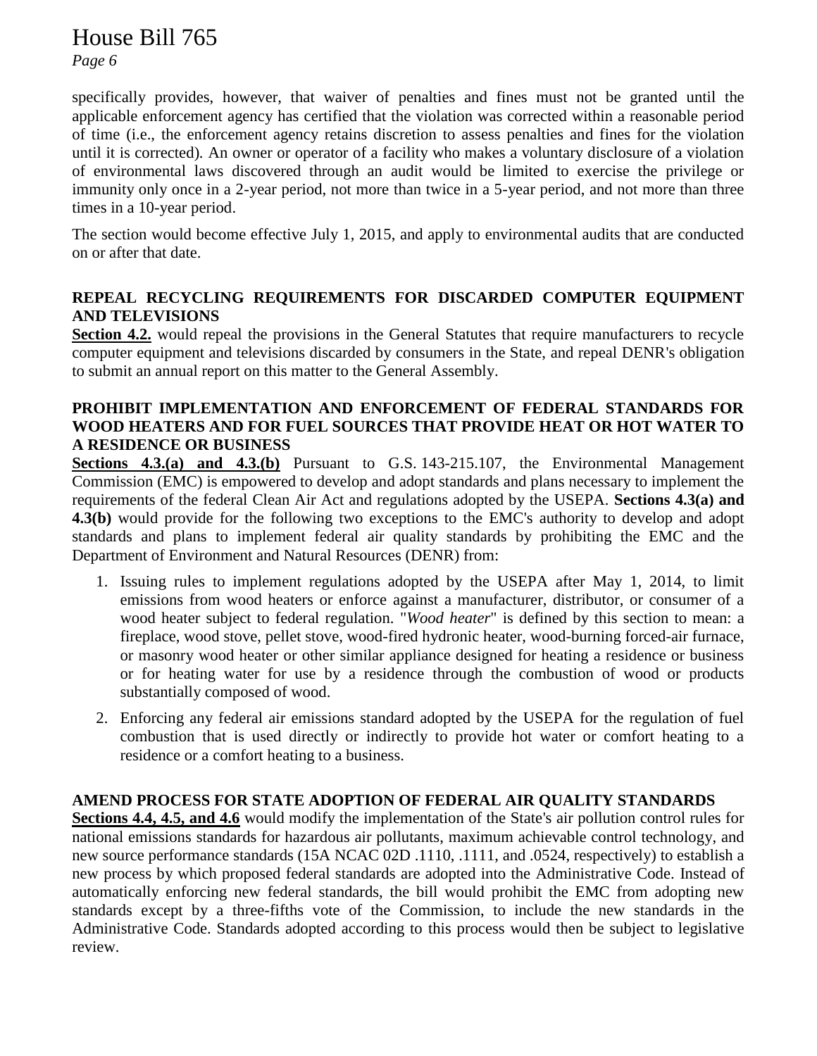specifically provides, however, that waiver of penalties and fines must not be granted until the applicable enforcement agency has certified that the violation was corrected within a reasonable period of time (i.e., the enforcement agency retains discretion to assess penalties and fines for the violation until it is corrected). An owner or operator of a facility who makes a voluntary disclosure of a violation of environmental laws discovered through an audit would be limited to exercise the privilege or immunity only once in a 2-year period, not more than twice in a 5-year period, and not more than three times in a 10-year period.

The section would become effective July 1, 2015, and apply to environmental audits that are conducted on or after that date.

**REPEAL RECYCLING REQUIREMENTS FOR DISCARDED COMPUTER EQUIPMENT AND TELEVISIONS**

**Section 4.2.** would repeal the provisions in the General Statutes that require manufacturers to recycle computer equipment and televisions discarded by consumers in the State, and repeal DENR's obligation to submit an annual report on this matter to the General Assembly.

**PROHIBIT IMPLEMENTATION AND ENFORCEMENT OF FEDERAL STANDARDS FOR WOOD HEATERS AND FOR FUEL SOURCES THAT PROVIDE HEAT OR HOT WATER TO A RESIDENCE OR BUSINESS**

**Sections 4.3.(a) and 4.3.(b)** Pursuant to G.S. 143-215.107, the Environmental Management Commission (EMC) is empowered to develop and adopt standards and plans necessary to implement the requirements of the federal Clean Air Act and regulations adopted by the USEPA. **Sections 4.3(a) and 4.3(b)** would provide for the following two exceptions to the EMC's authority to develop and adopt standards and plans to implement federal air quality standards by prohibiting the EMC and the Department of Environment and Natural Resources (DENR) from:

1. Issuing rules to implement regulations adopted by the USEPA after May 1, 2014, to limit emissions from wood heaters or enforce against a manufacturer, distributor, or consumer of a wood heater subject to federal regulation. "*Wood heater*" is defined by this section to mean: a fireplace, wood stove, pellet stove, wood-fired hydronic heater, wood-burning forced-air furnace, or masonry wood heater or other similar appliance designed for heating a residence or business or for heating water for use by a residence through the combustion of wood or products substantially composed of wood.
2. Enforcing any federal air emissions standard adopted by the USEPA for the regulation of fuel combustion that is used directly or indirectly to provide hot water or comfort heating to a residence or a comfort heating to a business.

**AMEND PROCESS FOR STATE ADOPTION OF FEDERAL AIR QUALITY STANDARDS**

**Sections 4.4, 4.5, and 4.6** would modify the implementation of the State's air pollution control rules for national emissions standards for hazardous air pollutants, maximum achievable control technology, and new source performance standards (15A NCAC 02D .1110, .1111, and .0524, respectively) to establish a new process by which proposed federal standards are adopted into the Administrative Code. Instead of automatically enforcing new federal standards, the bill would prohibit the EMC from adopting new standards except by a three-fifths vote of the Commission, to include the new standards in the Administrative Code. Standards adopted according to this process would then be subject to legislative review.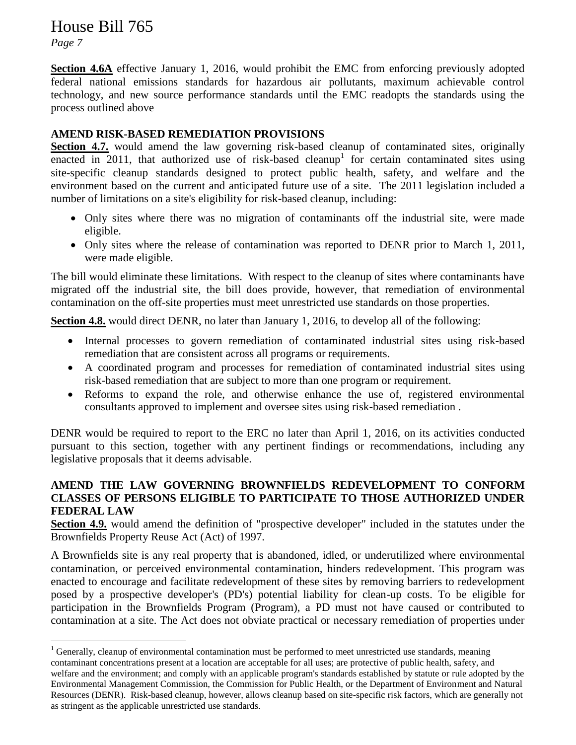**Section 4.6A** effective January 1, 2016, would prohibit the EMC from enforcing previously adopted federal national emissions standards for hazardous air pollutants, maximum achievable control technology, and new source performance standards until the EMC readopts the standards using the process outlined above

**AMEND RISK-BASED REMEDIATION PROVISIONS**

**Section 4.7.** would amend the law governing risk-based cleanup of contaminated sites, originally enacted in 2011, that authorized use of risk-based cleanup[1] for certain contaminated sites using site-specific cleanup standards designed to protect public health, safety, and welfare and the environment based on the current and anticipated future use of a site. The 2011 legislation included a number of limitations on a site's eligibility for risk-based cleanup, including:

- Only sites where there was no migration of contaminants off the industrial site, were made eligible.
- Only sites where the release of contamination was reported to DENR prior to March 1, 2011, were made eligible.

The bill would eliminate these limitations. With respect to the cleanup of sites where contaminants have migrated off the industrial site, the bill does provide, however, that remediation of environmental contamination on the off-site properties must meet unrestricted use standards on those properties.

**Section 4.8.** would direct DENR, no later than January 1, 2016, to develop all of the following:

- Internal processes to govern remediation of contaminated industrial sites using risk-based remediation that are consistent across all programs or requirements.
- A coordinated program and processes for remediation of contaminated industrial sites using risk-based remediation that are subject to more than one program or requirement.
- Reforms to expand the role, and otherwise enhance the use of, registered environmental consultants approved to implement and oversee sites using risk-based remediation .

DENR would be required to report to the ERC no later than April 1, 2016, on its activities conducted pursuant to this section, together with any pertinent findings or recommendations, including any legislative proposals that it deems advisable.

**AMEND THE LAW GOVERNING BROWNFIELDS REDEVELOPMENT TO CONFORM CLASSES OF PERSONS ELIGIBLE TO PARTICIPATE TO THOSE AUTHORIZED UNDER FEDERAL LAW**

**Section 4.9.** would amend the definition of "prospective developer" included in the statutes under the Brownfields Property Reuse Act (Act) of 1997.

A Brownfields site is any real property that is abandoned, idled, or underutilized where environmental contamination, or perceived environmental contamination, hinders redevelopment. This program was enacted to encourage and facilitate redevelopment of these sites by removing barriers to redevelopment posed by a prospective developer's (PD's) potential liability for clean-up costs. To be eligible for participation in the Brownfields Program (Program), a PD must not have caused or contributed to contamination at a site. The Act does not obviate practical or necessary remediation of properties under

[1] Generally, cleanup of environmental contamination must be performed to meet unrestricted use standards, meaning contaminant concentrations present at a location are acceptable for all uses; are protective of public health, safety, and welfare and the environment; and comply with an applicable program's standards established by statute or rule adopted by the Environmental Management Commission, the Commission for Public Health, or the Department of Environment and Natural Resources (DENR). Risk-based cleanup, however, allows cleanup based on site-specific risk factors, which are generally not as stringent as the applicable unrestricted use standards.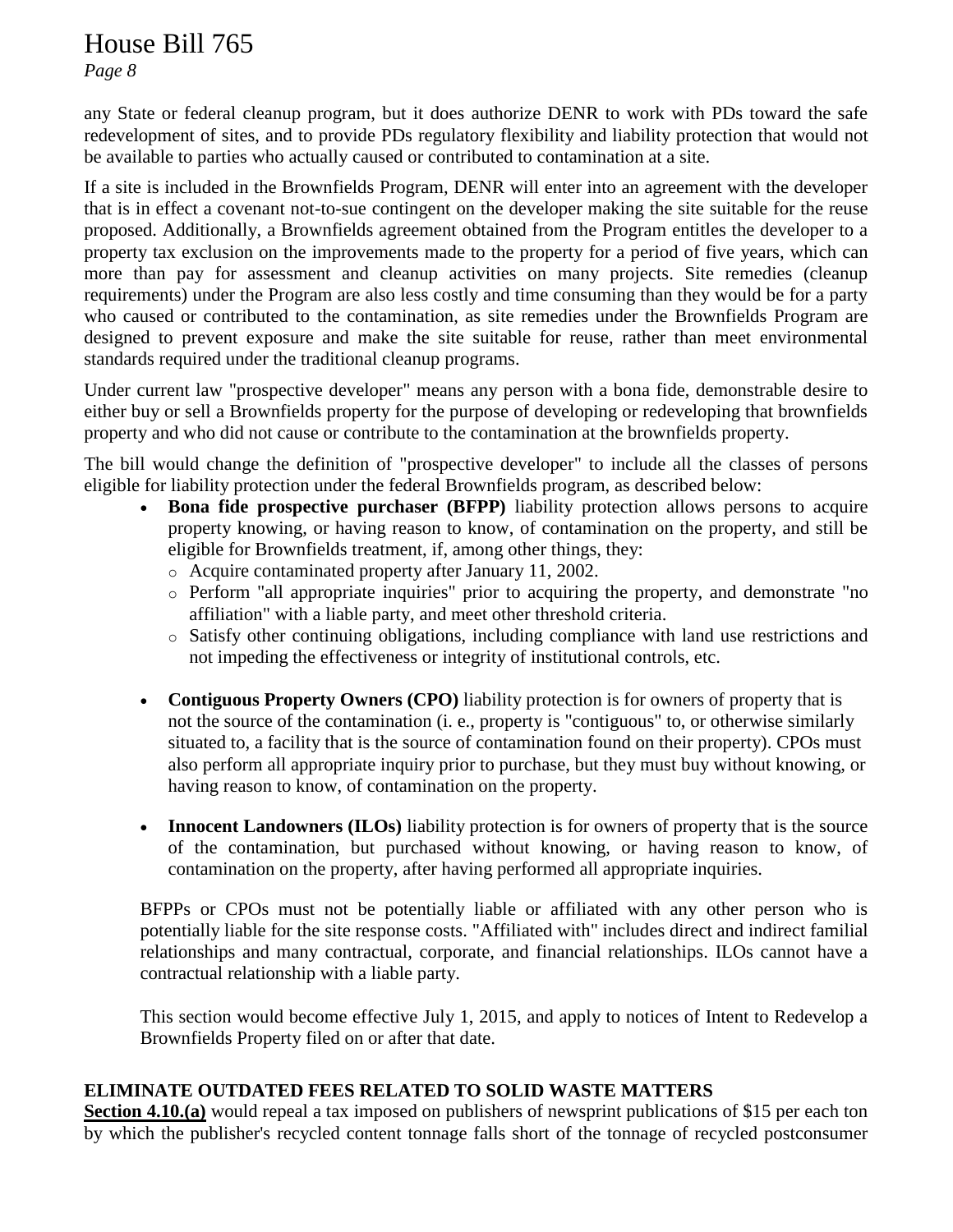any State or federal cleanup program, but it does authorize DENR to work with PDs toward the safe redevelopment of sites, and to provide PDs regulatory flexibility and liability protection that would not be available to parties who actually caused or contributed to contamination at a site.

If a site is included in the Brownfields Program, DENR will enter into an agreement with the developer that is in effect a covenant not-to-sue contingent on the developer making the site suitable for the reuse proposed. Additionally, a Brownfields agreement obtained from the Program entitles the developer to a property tax exclusion on the improvements made to the property for a period of five years, which can more than pay for assessment and cleanup activities on many projects. Site remedies (cleanup requirements) under the Program are also less costly and time consuming than they would be for a party who caused or contributed to the contamination, as site remedies under the Brownfields Program are designed to prevent exposure and make the site suitable for reuse, rather than meet environmental standards required under the traditional cleanup programs.

Under current law "prospective developer" means any person with a bona fide, demonstrable desire to either buy or sell a Brownfields property for the purpose of developing or redeveloping that brownfields property and who did not cause or contribute to the contamination at the brownfields property.

The bill would change the definition of "prospective developer" to include all the classes of persons eligible for liability protection under the federal Brownfields program, as described below:

- **Bona fide prospective purchaser (BFPP)** liability protection allows persons to acquire property knowing, or having reason to know, of contamination on the property, and still be eligible for Brownfields treatment, if, among other things, they:
  - Acquire contaminated property after January 11, 2002.
  - Perform "all appropriate inquiries" prior to acquiring the property, and demonstrate "no affiliation" with a liable party, and meet other threshold criteria.
  - Satisfy other continuing obligations, including compliance with land use restrictions and not impeding the effectiveness or integrity of institutional controls, etc.
- **Contiguous Property Owners (CPO)** liability protection is for owners of property that is not the source of the contamination (i. e., property is "contiguous" to, or otherwise similarly situated to, a facility that is the source of contamination found on their property). CPOs must also perform all appropriate inquiry prior to purchase, but they must buy without knowing, or having reason to know, of contamination on the property.
- **Innocent Landowners (ILOs)** liability protection is for owners of property that is the source of the contamination, but purchased without knowing, or having reason to know, of contamination on the property, after having performed all appropriate inquiries.

BFPPs or CPOs must not be potentially liable or affiliated with any other person who is potentially liable for the site response costs. "Affiliated with" includes direct and indirect familial relationships and many contractual, corporate, and financial relationships. ILOs cannot have a contractual relationship with a liable party.

This section would become effective July 1, 2015, and apply to notices of Intent to Redevelop a Brownfields Property filed on or after that date.

**ELIMINATE OUTDATED FEES RELATED TO SOLID WASTE MATTERS**

**Section 4.10.(a)** would repeal a tax imposed on publishers of newsprint publications of $15 per each ton by which the publisher's recycled content tonnage falls short of the tonnage of recycled postconsumer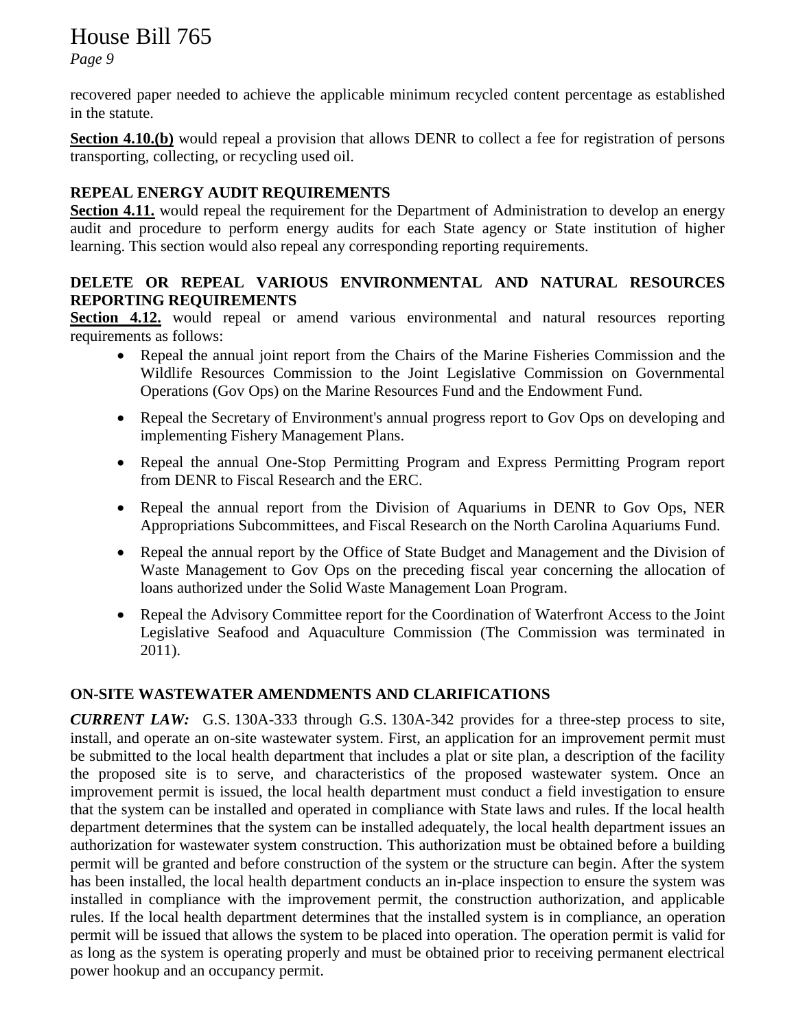recovered paper needed to achieve the applicable minimum recycled content percentage as established in the statute.

**Section 4.10.(b)** would repeal a provision that allows DENR to collect a fee for registration of persons transporting, collecting, or recycling used oil.

**REPEAL ENERGY AUDIT REQUIREMENTS**

**Section 4.11.** would repeal the requirement for the Department of Administration to develop an energy audit and procedure to perform energy audits for each State agency or State institution of higher learning. This section would also repeal any corresponding reporting requirements.

**DELETE OR REPEAL VARIOUS ENVIRONMENTAL AND NATURAL RESOURCES REPORTING REQUIREMENTS**

**Section 4.12.** would repeal or amend various environmental and natural resources reporting requirements as follows:

- Repeal the annual joint report from the Chairs of the Marine Fisheries Commission and the Wildlife Resources Commission to the Joint Legislative Commission on Governmental Operations (Gov Ops) on the Marine Resources Fund and the Endowment Fund.
- Repeal the Secretary of Environment's annual progress report to Gov Ops on developing and implementing Fishery Management Plans.
- Repeal the annual One-Stop Permitting Program and Express Permitting Program report from DENR to Fiscal Research and the ERC.
- Repeal the annual report from the Division of Aquariums in DENR to Gov Ops, NER Appropriations Subcommittees, and Fiscal Research on the North Carolina Aquariums Fund.
- Repeal the annual report by the Office of State Budget and Management and the Division of Waste Management to Gov Ops on the preceding fiscal year concerning the allocation of loans authorized under the Solid Waste Management Loan Program.
- Repeal the Advisory Committee report for the Coordination of Waterfront Access to the Joint Legislative Seafood and Aquaculture Commission (The Commission was terminated in 2011).

**ON-SITE WASTEWATER AMENDMENTS AND CLARIFICATIONS**

***CURRENT LAW:*** G.S. 130A-333 through G.S. 130A-342 provides for a three-step process to site, install, and operate an on-site wastewater system. First, an application for an improvement permit must be submitted to the local health department that includes a plat or site plan, a description of the facility the proposed site is to serve, and characteristics of the proposed wastewater system. Once an improvement permit is issued, the local health department must conduct a field investigation to ensure that the system can be installed and operated in compliance with State laws and rules. If the local health department determines that the system can be installed adequately, the local health department issues an authorization for wastewater system construction. This authorization must be obtained before a building permit will be granted and before construction of the system or the structure can begin. After the system has been installed, the local health department conducts an in-place inspection to ensure the system was installed in compliance with the improvement permit, the construction authorization, and applicable rules. If the local health department determines that the installed system is in compliance, an operation permit will be issued that allows the system to be placed into operation. The operation permit is valid for as long as the system is operating properly and must be obtained prior to receiving permanent electrical power hookup and an occupancy permit.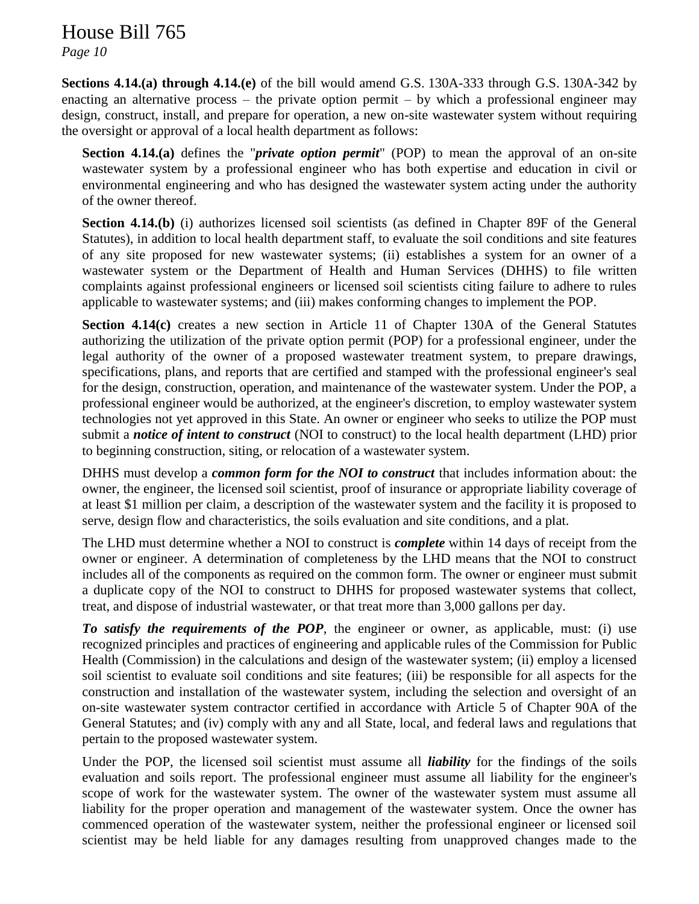**Sections 4.14.(a) through 4.14.(e)** of the bill would amend G.S. 130A-333 through G.S. 130A-342 by enacting an alternative process – the private option permit – by which a professional engineer may design, construct, install, and prepare for operation, a new on-site wastewater system without requiring the oversight or approval of a local health department as follows:

> **Section 4.14.(a)** defines the "***private option permit***" (POP) to mean the approval of an on-site wastewater system by a professional engineer who has both expertise and education in civil or environmental engineering and who has designed the wastewater system acting under the authority of the owner thereof.
>
> **Section 4.14.(b)** (i) authorizes licensed soil scientists (as defined in Chapter 89F of the General Statutes), in addition to local health department staff, to evaluate the soil conditions and site features of any site proposed for new wastewater systems; (ii) establishes a system for an owner of a wastewater system or the Department of Health and Human Services (DHHS) to file written complaints against professional engineers or licensed soil scientists citing failure to adhere to rules applicable to wastewater systems; and (iii) makes conforming changes to implement the POP.
>
> **Section 4.14(c)** creates a new section in Article 11 of Chapter 130A of the General Statutes authorizing the utilization of the private option permit (POP) for a professional engineer, under the legal authority of the owner of a proposed wastewater treatment system, to prepare drawings, specifications, plans, and reports that are certified and stamped with the professional engineer's seal for the design, construction, operation, and maintenance of the wastewater system. Under the POP, a professional engineer would be authorized, at the engineer's discretion, to employ wastewater system technologies not yet approved in this State. An owner or engineer who seeks to utilize the POP must submit a ***notice of intent to construct*** (NOI to construct) to the local health department (LHD) prior to beginning construction, siting, or relocation of a wastewater system.
>
> DHHS must develop a ***common form for the NOI to construct*** that includes information about: the owner, the engineer, the licensed soil scientist, proof of insurance or appropriate liability coverage of at least $1 million per claim, a description of the wastewater system and the facility it is proposed to serve, design flow and characteristics, the soils evaluation and site conditions, and a plat.
>
> The LHD must determine whether a NOI to construct is ***complete*** within 14 days of receipt from the owner or engineer. A determination of completeness by the LHD means that the NOI to construct includes all of the components as required on the common form. The owner or engineer must submit a duplicate copy of the NOI to construct to DHHS for proposed wastewater systems that collect, treat, and dispose of industrial wastewater, or that treat more than 3,000 gallons per day.
>
> ***To satisfy the requirements of the POP***, the engineer or owner, as applicable, must: (i) use recognized principles and practices of engineering and applicable rules of the Commission for Public Health (Commission) in the calculations and design of the wastewater system; (ii) employ a licensed soil scientist to evaluate soil conditions and site features; (iii) be responsible for all aspects for the construction and installation of the wastewater system, including the selection and oversight of an on-site wastewater system contractor certified in accordance with Article 5 of Chapter 90A of the General Statutes; and (iv) comply with any and all State, local, and federal laws and regulations that pertain to the proposed wastewater system.
>
> Under the POP, the licensed soil scientist must assume all ***liability*** for the findings of the soils evaluation and soils report. The professional engineer must assume all liability for the engineer's scope of work for the wastewater system. The owner of the wastewater system must assume all liability for the proper operation and management of the wastewater system. Once the owner has commenced operation of the wastewater system, neither the professional engineer or licensed soil scientist may be held liable for any damages resulting from unapproved changes made to the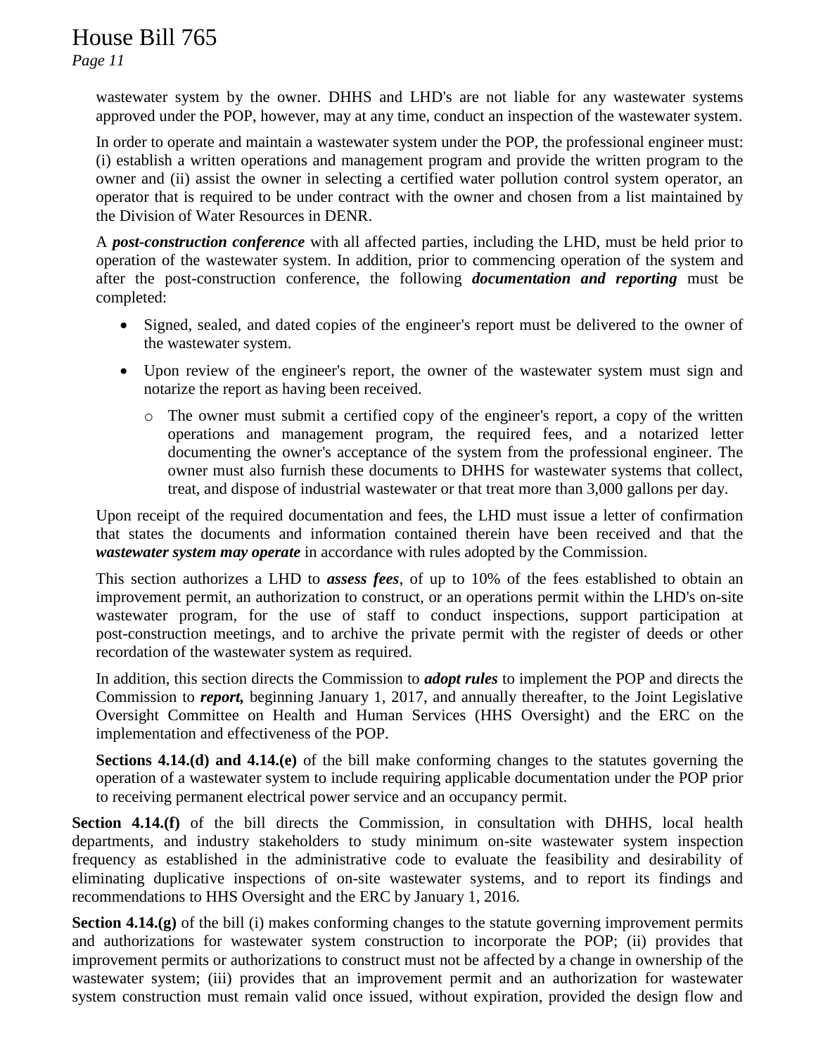wastewater system by the owner. DHHS and LHD's are not liable for any wastewater systems approved under the POP, however, may at any time, conduct an inspection of the wastewater system.

In order to operate and maintain a wastewater system under the POP, the professional engineer must: (i) establish a written operations and management program and provide the written program to the owner and (ii) assist the owner in selecting a certified water pollution control system operator, an operator that is required to be under contract with the owner and chosen from a list maintained by the Division of Water Resources in DENR.

A ***post-construction conference*** with all affected parties, including the LHD, must be held prior to operation of the wastewater system. In addition, prior to commencing operation of the system and after the post-construction conference, the following ***documentation and reporting*** must be completed:

- Signed, sealed, and dated copies of the engineer's report must be delivered to the owner of the wastewater system.
- Upon review of the engineer's report, the owner of the wastewater system must sign and notarize the report as having been received.
  - The owner must submit a certified copy of the engineer's report, a copy of the written operations and management program, the required fees, and a notarized letter documenting the owner's acceptance of the system from the professional engineer. The owner must also furnish these documents to DHHS for wastewater systems that collect, treat, and dispose of industrial wastewater or that treat more than 3,000 gallons per day.

Upon receipt of the required documentation and fees, the LHD must issue a letter of confirmation that states the documents and information contained therein have been received and that the ***wastewater system may operate*** in accordance with rules adopted by the Commission.

This section authorizes a LHD to ***assess fees***, of up to 10% of the fees established to obtain an improvement permit, an authorization to construct, or an operations permit within the LHD's on-site wastewater program, for the use of staff to conduct inspections, support participation at post-construction meetings, and to archive the private permit with the register of deeds or other recordation of the wastewater system as required.

In addition, this section directs the Commission to ***adopt rules*** to implement the POP and directs the Commission to ***report,*** beginning January 1, 2017, and annually thereafter, to the Joint Legislative Oversight Committee on Health and Human Services (HHS Oversight) and the ERC on the implementation and effectiveness of the POP.

**Sections 4.14.(d) and 4.14.(e)** of the bill make conforming changes to the statutes governing the operation of a wastewater system to include requiring applicable documentation under the POP prior to receiving permanent electrical power service and an occupancy permit.

**Section 4.14.(f)** of the bill directs the Commission, in consultation with DHHS, local health departments, and industry stakeholders to study minimum on-site wastewater system inspection frequency as established in the administrative code to evaluate the feasibility and desirability of eliminating duplicative inspections of on-site wastewater systems, and to report its findings and recommendations to HHS Oversight and the ERC by January 1, 2016.

**Section 4.14.(g)** of the bill (i) makes conforming changes to the statute governing improvement permits and authorizations for wastewater system construction to incorporate the POP; (ii) provides that improvement permits or authorizations to construct must not be affected by a change in ownership of the wastewater system; (iii) provides that an improvement permit and an authorization for wastewater system construction must remain valid once issued, without expiration, provided the design flow and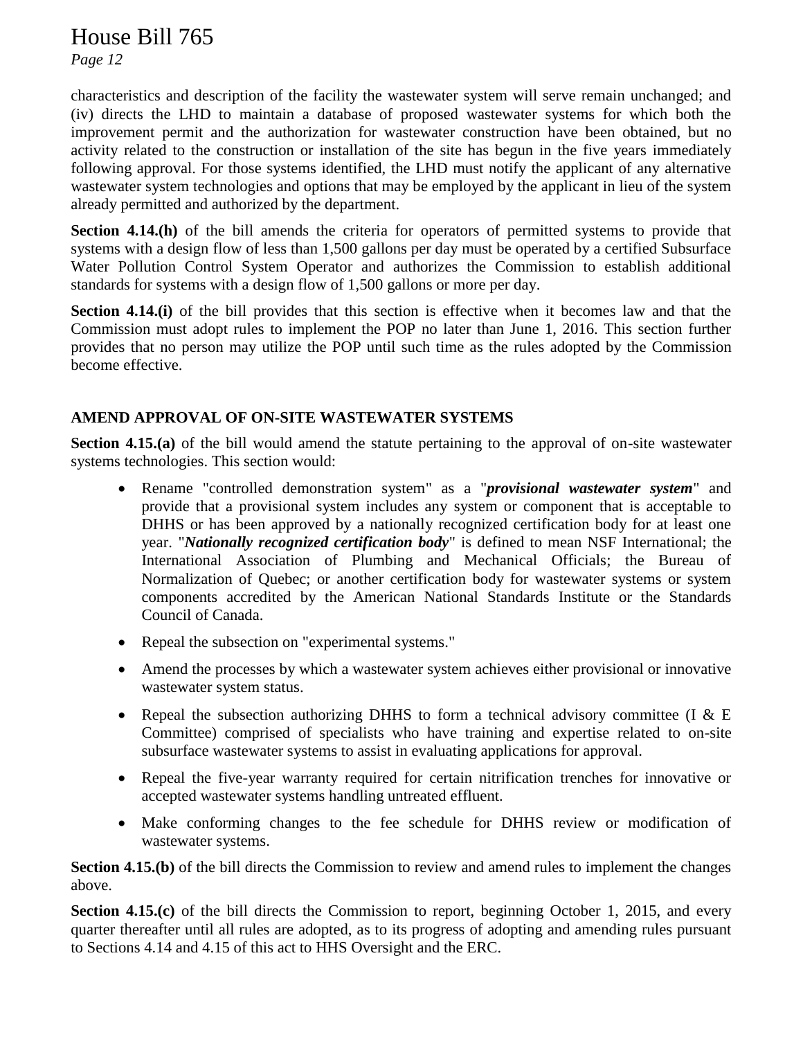characteristics and description of the facility the wastewater system will serve remain unchanged; and (iv) directs the LHD to maintain a database of proposed wastewater systems for which both the improvement permit and the authorization for wastewater construction have been obtained, but no activity related to the construction or installation of the site has begun in the five years immediately following approval. For those systems identified, the LHD must notify the applicant of any alternative wastewater system technologies and options that may be employed by the applicant in lieu of the system already permitted and authorized by the department.

**Section 4.14.(h)** of the bill amends the criteria for operators of permitted systems to provide that systems with a design flow of less than 1,500 gallons per day must be operated by a certified Subsurface Water Pollution Control System Operator and authorizes the Commission to establish additional standards for systems with a design flow of 1,500 gallons or more per day.

**Section 4.14.(i)** of the bill provides that this section is effective when it becomes law and that the Commission must adopt rules to implement the POP no later than June 1, 2016. This section further provides that no person may utilize the POP until such time as the rules adopted by the Commission become effective.

### AMEND APPROVAL OF ON-SITE WASTEWATER SYSTEMS

**Section 4.15.(a)** of the bill would amend the statute pertaining to the approval of on-site wastewater systems technologies. This section would:

- Rename "controlled demonstration system" as a "***provisional wastewater system***" and provide that a provisional system includes any system or component that is acceptable to DHHS or has been approved by a nationally recognized certification body for at least one year. "***Nationally recognized certification body***" is defined to mean NSF International; the International Association of Plumbing and Mechanical Officials; the Bureau of Normalization of Quebec; or another certification body for wastewater systems or system components accredited by the American National Standards Institute or the Standards Council of Canada.
- Repeal the subsection on "experimental systems."
- Amend the processes by which a wastewater system achieves either provisional or innovative wastewater system status.
- Repeal the subsection authorizing DHHS to form a technical advisory committee (I & E Committee) comprised of specialists who have training and expertise related to on-site subsurface wastewater systems to assist in evaluating applications for approval.
- Repeal the five-year warranty required for certain nitrification trenches for innovative or accepted wastewater systems handling untreated effluent.
- Make conforming changes to the fee schedule for DHHS review or modification of wastewater systems.

**Section 4.15.(b)** of the bill directs the Commission to review and amend rules to implement the changes above.

**Section 4.15.(c)** of the bill directs the Commission to report, beginning October 1, 2015, and every quarter thereafter until all rules are adopted, as to its progress of adopting and amending rules pursuant to Sections 4.14 and 4.15 of this act to HHS Oversight and the ERC.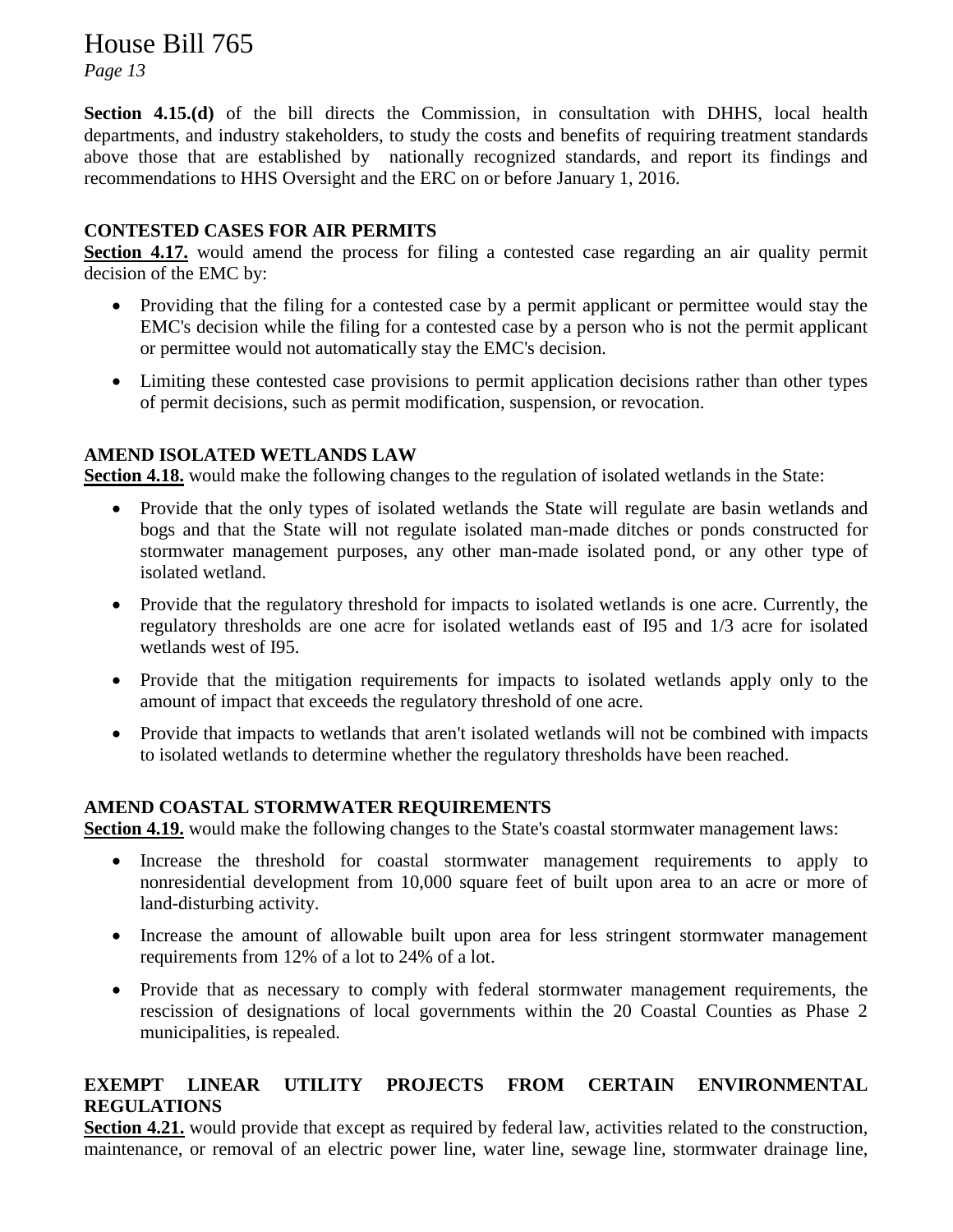**Section 4.15.(d)** of the bill directs the Commission, in consultation with DHHS, local health departments, and industry stakeholders, to study the costs and benefits of requiring treatment standards above those that are established by nationally recognized standards, and report its findings and recommendations to HHS Oversight and the ERC on or before January 1, 2016.

**CONTESTED CASES FOR AIR PERMITS**

**Section 4.17.** would amend the process for filing a contested case regarding an air quality permit decision of the EMC by:

- Providing that the filing for a contested case by a permit applicant or permittee would stay the EMC's decision while the filing for a contested case by a person who is not the permit applicant or permittee would not automatically stay the EMC's decision.
- Limiting these contested case provisions to permit application decisions rather than other types of permit decisions, such as permit modification, suspension, or revocation.

**AMEND ISOLATED WETLANDS LAW**

**Section 4.18.** would make the following changes to the regulation of isolated wetlands in the State:

- Provide that the only types of isolated wetlands the State will regulate are basin wetlands and bogs and that the State will not regulate isolated man-made ditches or ponds constructed for stormwater management purposes, any other man-made isolated pond, or any other type of isolated wetland.
- Provide that the regulatory threshold for impacts to isolated wetlands is one acre. Currently, the regulatory thresholds are one acre for isolated wetlands east of I95 and 1/3 acre for isolated wetlands west of I95.
- Provide that the mitigation requirements for impacts to isolated wetlands apply only to the amount of impact that exceeds the regulatory threshold of one acre.
- Provide that impacts to wetlands that aren't isolated wetlands will not be combined with impacts to isolated wetlands to determine whether the regulatory thresholds have been reached.

**AMEND COASTAL STORMWATER REQUIREMENTS**

**Section 4.19.** would make the following changes to the State's coastal stormwater management laws:

- Increase the threshold for coastal stormwater management requirements to apply to nonresidential development from 10,000 square feet of built upon area to an acre or more of land-disturbing activity.
- Increase the amount of allowable built upon area for less stringent stormwater management requirements from 12% of a lot to 24% of a lot.
- Provide that as necessary to comply with federal stormwater management requirements, the rescission of designations of local governments within the 20 Coastal Counties as Phase 2 municipalities, is repealed.

**EXEMPT LINEAR UTILITY PROJECTS FROM CERTAIN ENVIRONMENTAL REGULATIONS**

**Section 4.21.** would provide that except as required by federal law, activities related to the construction, maintenance, or removal of an electric power line, water line, sewage line, stormwater drainage line,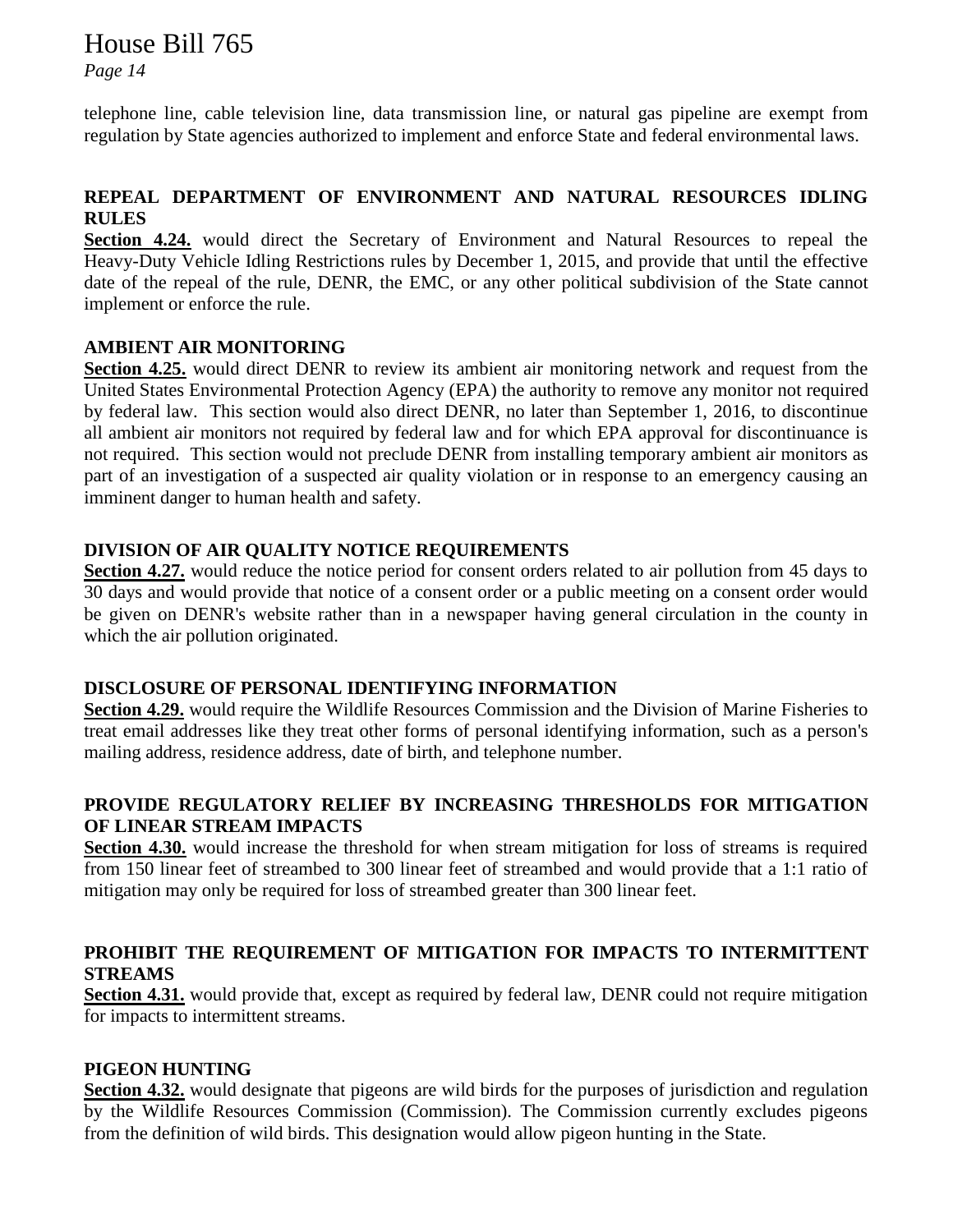telephone line, cable television line, data transmission line, or natural gas pipeline are exempt from regulation by State agencies authorized to implement and enforce State and federal environmental laws.

### REPEAL DEPARTMENT OF ENVIRONMENT AND NATURAL RESOURCES IDLING RULES

**Section 4.24.** would direct the Secretary of Environment and Natural Resources to repeal the Heavy-Duty Vehicle Idling Restrictions rules by December 1, 2015, and provide that until the effective date of the repeal of the rule, DENR, the EMC, or any other political subdivision of the State cannot implement or enforce the rule.

### AMBIENT AIR MONITORING

**Section 4.25.** would direct DENR to review its ambient air monitoring network and request from the United States Environmental Protection Agency (EPA) the authority to remove any monitor not required by federal law. This section would also direct DENR, no later than September 1, 2016, to discontinue all ambient air monitors not required by federal law and for which EPA approval for discontinuance is not required. This section would not preclude DENR from installing temporary ambient air monitors as part of an investigation of a suspected air quality violation or in response to an emergency causing an imminent danger to human health and safety.

### DIVISION OF AIR QUALITY NOTICE REQUIREMENTS

**Section 4.27.** would reduce the notice period for consent orders related to air pollution from 45 days to 30 days and would provide that notice of a consent order or a public meeting on a consent order would be given on DENR's website rather than in a newspaper having general circulation in the county in which the air pollution originated.

### DISCLOSURE OF PERSONAL IDENTIFYING INFORMATION

**Section 4.29.** would require the Wildlife Resources Commission and the Division of Marine Fisheries to treat email addresses like they treat other forms of personal identifying information, such as a person's mailing address, residence address, date of birth, and telephone number.

### PROVIDE REGULATORY RELIEF BY INCREASING THRESHOLDS FOR MITIGATION OF LINEAR STREAM IMPACTS

**Section 4.30.** would increase the threshold for when stream mitigation for loss of streams is required from 150 linear feet of streambed to 300 linear feet of streambed and would provide that a 1:1 ratio of mitigation may only be required for loss of streambed greater than 300 linear feet.

### PROHIBIT THE REQUIREMENT OF MITIGATION FOR IMPACTS TO INTERMITTENT STREAMS

**Section 4.31.** would provide that, except as required by federal law, DENR could not require mitigation for impacts to intermittent streams.

### PIGEON HUNTING

**Section 4.32.** would designate that pigeons are wild birds for the purposes of jurisdiction and regulation by the Wildlife Resources Commission (Commission). The Commission currently excludes pigeons from the definition of wild birds. This designation would allow pigeon hunting in the State.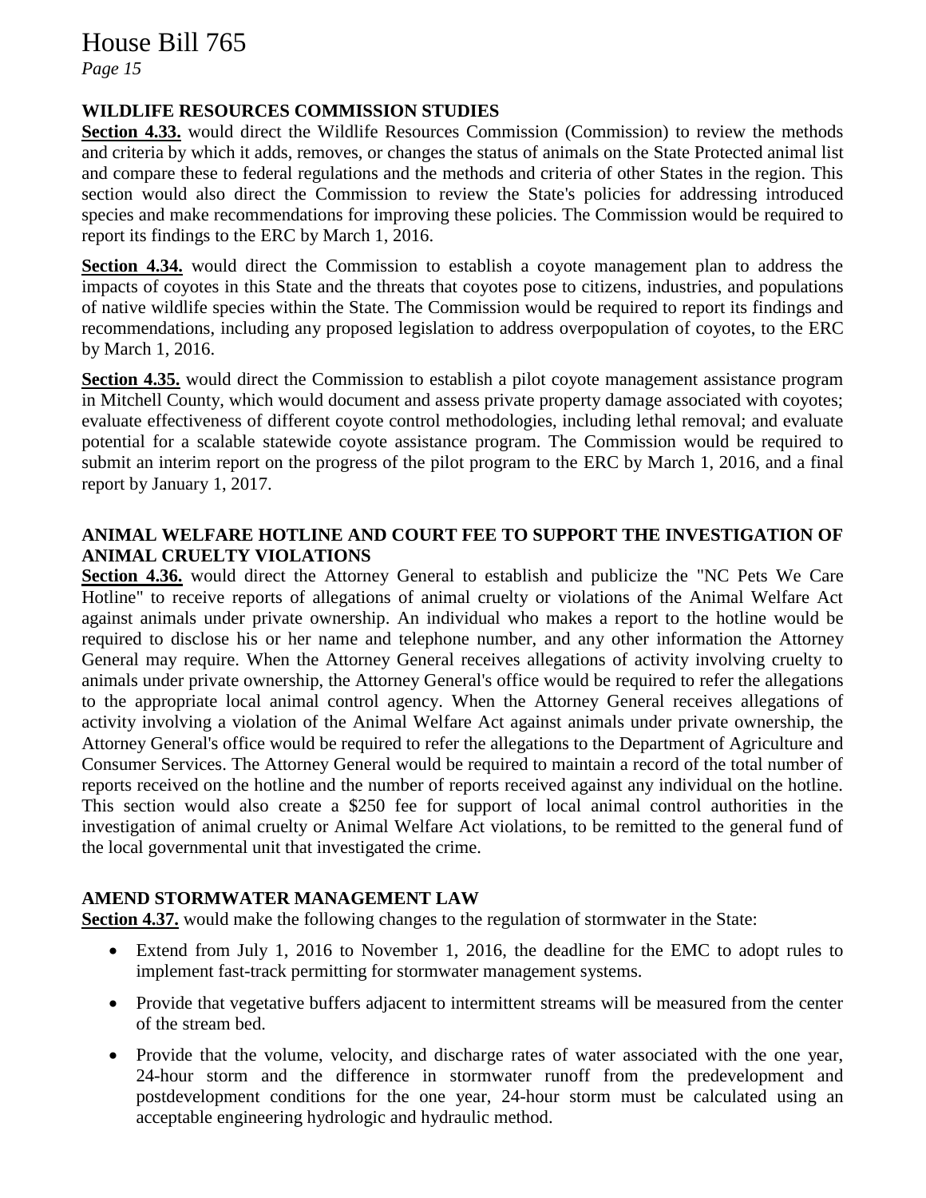**WILDLIFE RESOURCES COMMISSION STUDIES**

**Section 4.33.** would direct the Wildlife Resources Commission (Commission) to review the methods and criteria by which it adds, removes, or changes the status of animals on the State Protected animal list and compare these to federal regulations and the methods and criteria of other States in the region. This section would also direct the Commission to review the State's policies for addressing introduced species and make recommendations for improving these policies. The Commission would be required to report its findings to the ERC by March 1, 2016.

**Section 4.34.** would direct the Commission to establish a coyote management plan to address the impacts of coyotes in this State and the threats that coyotes pose to citizens, industries, and populations of native wildlife species within the State. The Commission would be required to report its findings and recommendations, including any proposed legislation to address overpopulation of coyotes, to the ERC by March 1, 2016.

**Section 4.35.** would direct the Commission to establish a pilot coyote management assistance program in Mitchell County, which would document and assess private property damage associated with coyotes; evaluate effectiveness of different coyote control methodologies, including lethal removal; and evaluate potential for a scalable statewide coyote assistance program. The Commission would be required to submit an interim report on the progress of the pilot program to the ERC by March 1, 2016, and a final report by January 1, 2017.

**ANIMAL WELFARE HOTLINE AND COURT FEE TO SUPPORT THE INVESTIGATION OF ANIMAL CRUELTY VIOLATIONS**

**Section 4.36.** would direct the Attorney General to establish and publicize the "NC Pets We Care Hotline" to receive reports of allegations of animal cruelty or violations of the Animal Welfare Act against animals under private ownership. An individual who makes a report to the hotline would be required to disclose his or her name and telephone number, and any other information the Attorney General may require. When the Attorney General receives allegations of activity involving cruelty to animals under private ownership, the Attorney General's office would be required to refer the allegations to the appropriate local animal control agency. When the Attorney General receives allegations of activity involving a violation of the Animal Welfare Act against animals under private ownership, the Attorney General's office would be required to refer the allegations to the Department of Agriculture and Consumer Services. The Attorney General would be required to maintain a record of the total number of reports received on the hotline and the number of reports received against any individual on the hotline. This section would also create a $250 fee for support of local animal control authorities in the investigation of animal cruelty or Animal Welfare Act violations, to be remitted to the general fund of the local governmental unit that investigated the crime.

**AMEND STORMWATER MANAGEMENT LAW**

**Section 4.37.** would make the following changes to the regulation of stormwater in the State:

- Extend from July 1, 2016 to November 1, 2016, the deadline for the EMC to adopt rules to implement fast-track permitting for stormwater management systems.
- Provide that vegetative buffers adjacent to intermittent streams will be measured from the center of the stream bed.
- Provide that the volume, velocity, and discharge rates of water associated with the one year, 24-hour storm and the difference in stormwater runoff from the predevelopment and postdevelopment conditions for the one year, 24-hour storm must be calculated using an acceptable engineering hydrologic and hydraulic method.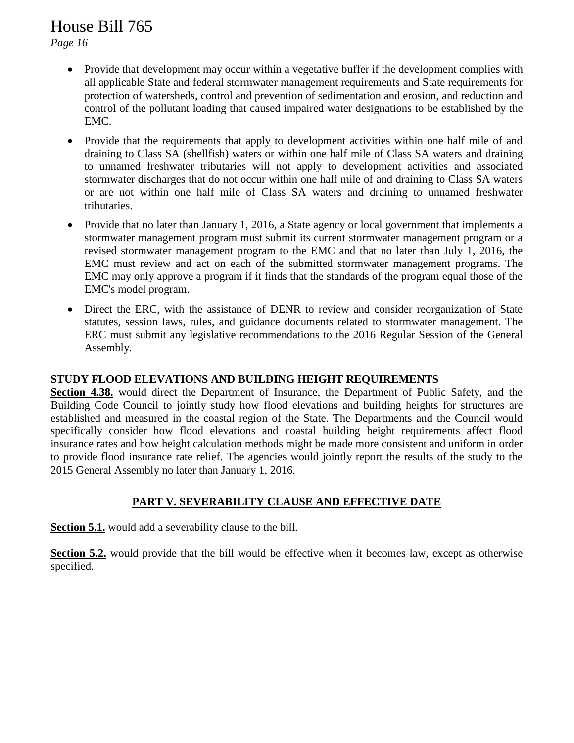- Provide that development may occur within a vegetative buffer if the development complies with all applicable State and federal stormwater management requirements and State requirements for protection of watersheds, control and prevention of sedimentation and erosion, and reduction and control of the pollutant loading that caused impaired water designations to be established by the EMC.
- Provide that the requirements that apply to development activities within one half mile of and draining to Class SA (shellfish) waters or within one half mile of Class SA waters and draining to unnamed freshwater tributaries will not apply to development activities and associated stormwater discharges that do not occur within one half mile of and draining to Class SA waters or are not within one half mile of Class SA waters and draining to unnamed freshwater tributaries.
- Provide that no later than January 1, 2016, a State agency or local government that implements a stormwater management program must submit its current stormwater management program or a revised stormwater management program to the EMC and that no later than July 1, 2016, the EMC must review and act on each of the submitted stormwater management programs. The EMC may only approve a program if it finds that the standards of the program equal those of the EMC's model program.
- Direct the ERC, with the assistance of DENR to review and consider reorganization of State statutes, session laws, rules, and guidance documents related to stormwater management. The ERC must submit any legislative recommendations to the 2016 Regular Session of the General Assembly.

**STUDY FLOOD ELEVATIONS AND BUILDING HEIGHT REQUIREMENTS**

**Section 4.38.** would direct the Department of Insurance, the Department of Public Safety, and the Building Code Council to jointly study how flood elevations and building heights for structures are established and measured in the coastal region of the State. The Departments and the Council would specifically consider how flood elevations and coastal building height requirements affect flood insurance rates and how height calculation methods might be made more consistent and uniform in order to provide flood insurance rate relief. The agencies would jointly report the results of the study to the 2015 General Assembly no later than January 1, 2016.

## PART V. SEVERABILITY CLAUSE AND EFFECTIVE DATE

**Section 5.1.** would add a severability clause to the bill.

**Section 5.2.** would provide that the bill would be effective when it becomes law, except as otherwise specified.